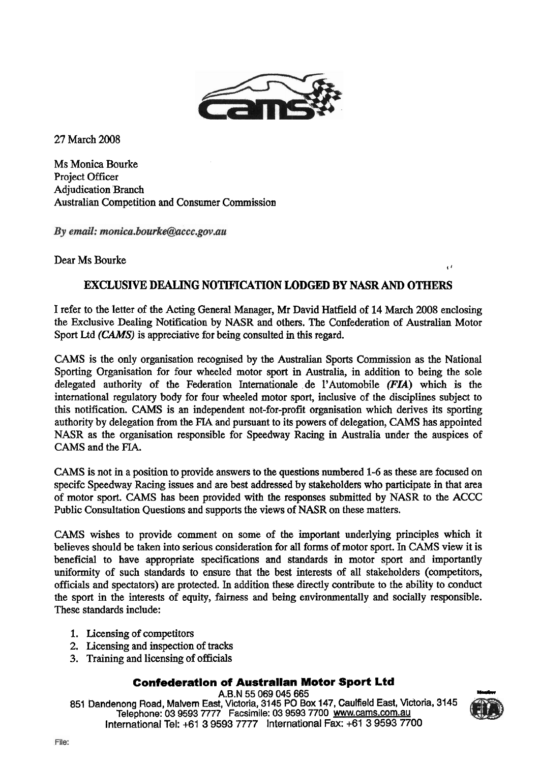27 March 2008

Ms Monica Bourke
Project Officer
Adjudication Branch
Australian Competition and Consumer Commission

*By email: monica.bourke@accc.gov.au*

Dear Ms Bourke

## EXCLUSIVE DEALING NOTIFICATION LODGED BY NASR AND OTHERS

I refer to the letter of the Acting General Manager, Mr David Hatfield of 14 March 2008 enclosing the Exclusive Dealing Notification by NASR and others. The Confederation of Australian Motor Sport Ltd *(CAMS)* is appreciative for being consulted in this regard.

CAMS is the only organisation recognised by the Australian Sports Commission as the National Sporting Organisation for four wheeled motor sport in Australia, in addition to being the sole delegated authority of the Federation Internationale de l'Automobile *(FIA)* which is the international regulatory body for four wheeled motor sport, inclusive of the disciplines subject to this notification. CAMS is an independent not-for-profit organisation which derives its sporting authority by delegation from the FIA and pursuant to its powers of delegation, CAMS has appointed NASR as the organisation responsible for Speedway Racing in Australia under the auspices of CAMS and the FIA.

CAMS is not in a position to provide answers to the questions numbered 1-6 as these are focused on specifc Speedway Racing issues and are best addressed by stakeholders who participate in that area of motor sport. CAMS has been provided with the responses submitted by NASR to the ACCC Public Consultation Questions and supports the views of NASR on these matters.

CAMS wishes to provide comment on some of the important underlying principles which it believes should be taken into serious consideration for all forms of motor sport. In CAMS view it is beneficial to have appropriate specifications and standards in motor sport and importantly uniformity of such standards to ensure that the best interests of all stakeholders (competitors, officials and spectators) are protected. In addition these directly contribute to the ability to conduct the sport in the interests of equity, fairness and being environmentally and socially responsible. These standards include:

1. Licensing of competitors
2. Licensing and inspection of tracks
3. Training and licensing of officials

**Confederation of Australian Motor Sport Ltd**
A.B.N 55 069 045 665
851 Dandenong Road, Malvern East, Victoria, 3145 PO Box 147, Caulfield East, Victoria, 3145
Telephone: 03 9593 7777 Facsimile: 03 9593 7700 www.cams.com.au
International Tel: +61 3 9593 7777 International Fax: +61 3 9593 7700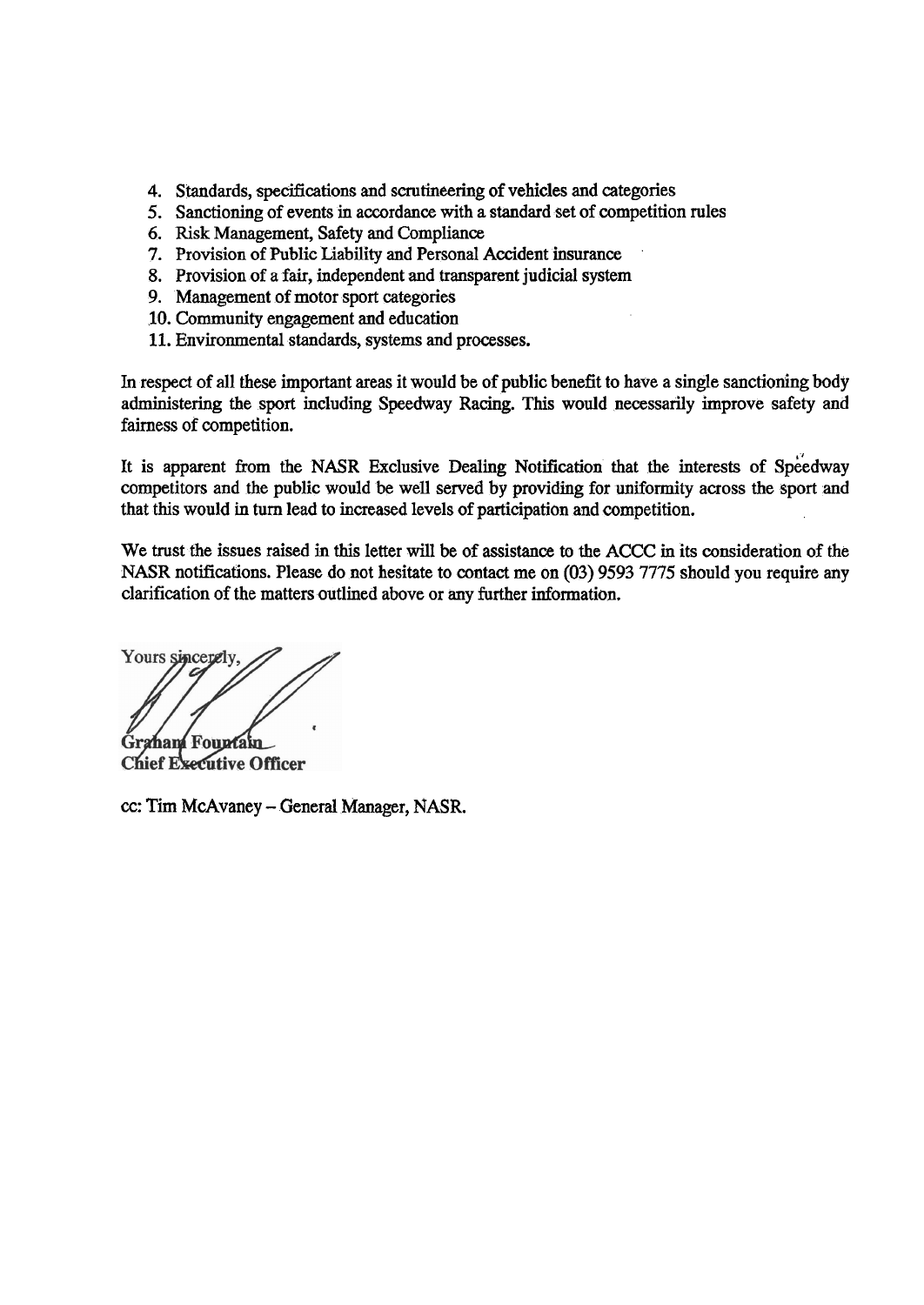4. Standards, specifications and scrutineering of vehicles and categories
5. Sanctioning of events in accordance with a standard set of competition rules
6. Risk Management, Safety and Compliance
7. Provision of Public Liability and Personal Accident insurance
8. Provision of a fair, independent and transparent judicial system
9. Management of motor sport categories
10. Community engagement and education
11. Environmental standards, systems and processes.

In respect of all these important areas it would be of public benefit to have a single sanctioning body administering the sport including Speedway Racing. This would necessarily improve safety and fairness of competition.

It is apparent from the NASR Exclusive Dealing Notification that the interests of Speedway competitors and the public would be well served by providing for uniformity across the sport and that this would in turn lead to increased levels of participation and competition.

We trust the issues raised in this letter will be of assistance to the ACCC in its consideration of the NASR notifications. Please do not hesitate to contact me on (03) 9593 7775 should you require any clarification of the matters outlined above or any further information.

Yours sincerely,

**Graham Fountain**
**Chief Executive Officer**

cc: Tim McAvaney – General Manager, NASR.